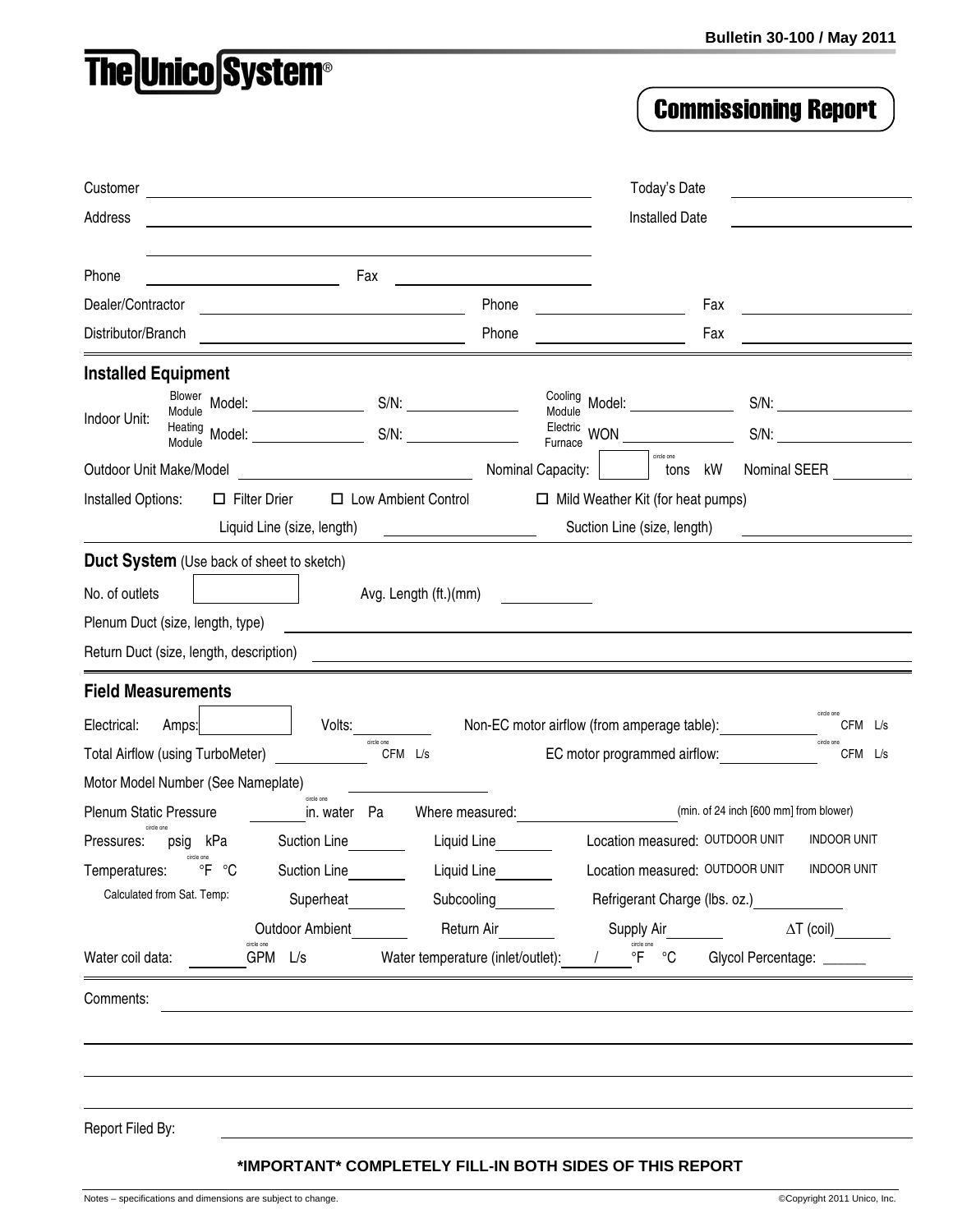Bulletin 30-100 / May 2011

# The Unico System®

## Commissioning Report

Customer ______________________ Today's Date ______________

Address ______________________ Installed Date ______________

______________________

Phone ______________ Fax ______________

Dealer/Contractor ______________ Phone ______________ Fax ______________

Distributor/Branch ______________ Phone ______________ Fax ______________

### Installed Equipment

Indoor Unit: Blower Module Model: ______________ S/N: ______________ Cooling Module Model: ______________ S/N: ______________

Heating Module Model: ______________ S/N: ______________ Electric Furnace WON ______________ S/N: ______________

Outdoor Unit Make/Model ______________ Nominal Capacity: [ ] tons kW (circle one) Nominal SEER ______________

Installed Options: ☐ Filter Drier ☐ Low Ambient Control ☐ Mild Weather Kit (for heat pumps)

Liquid Line (size, length) ______________ Suction Line (size, length) ______________

### Duct System (Use back of sheet to sketch)

No. of outlets [ ] Avg. Length (ft.)(mm) ______________

Plenum Duct (size, length, type) ______________

Return Duct (size, length, description) ______________

### Field Measurements

Electrical: Amps: [ ] Volts: ______________ Non-EC motor airflow (from amperage table): ______________ CFM L/s (circle one)

Total Airflow (using TurboMeter) ______________ CFM L/s (circle one) EC motor programmed airflow: ______________ CFM L/s (circle one)

Motor Model Number (See Nameplate) ______________

Plenum Static Pressure ______________ in. water Pa (circle one) Where measured: ______________ (min. of 24 inch [600 mm] from blower)

Pressures: psig kPa (circle one) Suction Line ______ Liquid Line ______ Location measured: OUTDOOR UNIT INDOOR UNIT

Temperatures: °F °C (circle one) Suction Line ______ Liquid Line ______ Location measured: OUTDOOR UNIT INDOOR UNIT

Calculated from Sat. Temp: Superheat ______ Subcooling ______ Refrigerant Charge (lbs. oz.) ______

Outdoor Ambient ______ Return Air ______ Supply Air ______ $\Delta T$ (coil) ______

Water coil data: ______ GPM L/s (circle one) Water temperature (inlet/outlet): ______ / ______ °F °C (circle one) Glycol Percentage: ______

Comments: ______________________

______________________

______________________

______________________

Report Filed By: ______________________

**\*IMPORTANT\* COMPLETELY FILL-IN BOTH SIDES OF THIS REPORT**

Notes – specifications and dimensions are subject to change.

©Copyright 2011 Unico, Inc.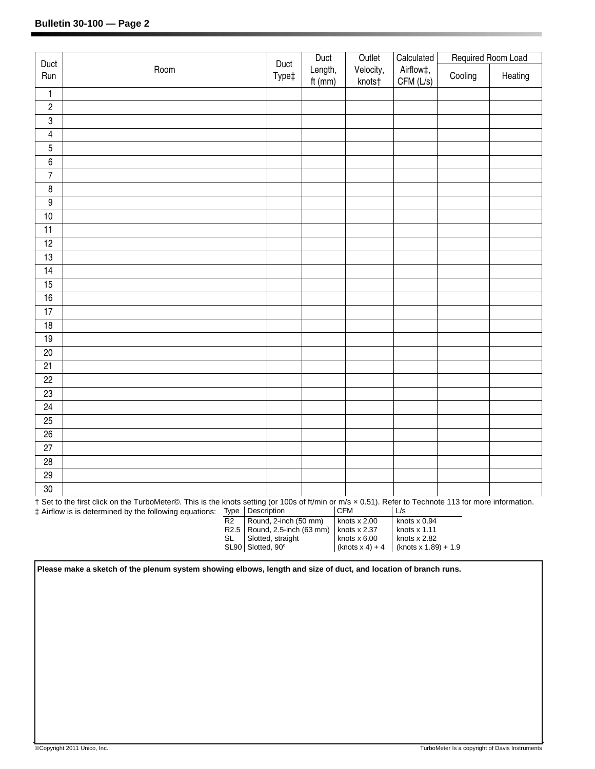| Duct Run | Room | Duct Type‡ | Duct Length, ft (mm) | Outlet Velocity, knots† | Calculated Airflow‡, CFM (L/s) | Required Room Load | |
|---|---|---|---|---|---|---|---|
| | | | | | | Cooling | Heating |
| 1 | | | | | | | |
| 2 | | | | | | | |
| 3 | | | | | | | |
| 4 | | | | | | | |
| 5 | | | | | | | |
| 6 | | | | | | | |
| 7 | | | | | | | |
| 8 | | | | | | | |
| 9 | | | | | | | |
| 10 | | | | | | | |
| 11 | | | | | | | |
| 12 | | | | | | | |
| 13 | | | | | | | |
| 14 | | | | | | | |
| 15 | | | | | | | |
| 16 | | | | | | | |
| 17 | | | | | | | |
| 18 | | | | | | | |
| 19 | | | | | | | |
| 20 | | | | | | | |
| 21 | | | | | | | |
| 22 | | | | | | | |
| 23 | | | | | | | |
| 24 | | | | | | | |
| 25 | | | | | | | |
| 26 | | | | | | | |
| 27 | | | | | | | |
| 28 | | | | | | | |
| 29 | | | | | | | |
| 30 | | | | | | | |

† Set to the first click on the TurboMeter©. This is the knots setting (or 100s of ft/min or m/s × 0.51). Refer to Technote 113 for more information.

‡ Airflow is is determined by the following equations:

| Type | Description | CFM | L/s |
|---|---|---|---|
| R2 | Round, 2-inch (50 mm) | knots x 2.00 | knots x 0.94 |
| R2.5 | Round, 2.5-inch (63 mm) | knots x 2.37 | knots x 1.11 |
| SL | Slotted, straight | knots x 6.00 | knots x 2.82 |
| SL90 | Slotted, 90° | (knots x 4) + 4 | (knots x 1.89) + 1.9 |

**Please make a sketch of the plenum system showing elbows, length and size of duct, and location of branch runs.**

©Copyright 2011 Unico, Inc.

TurboMeter Is a copyright of Davis Instruments